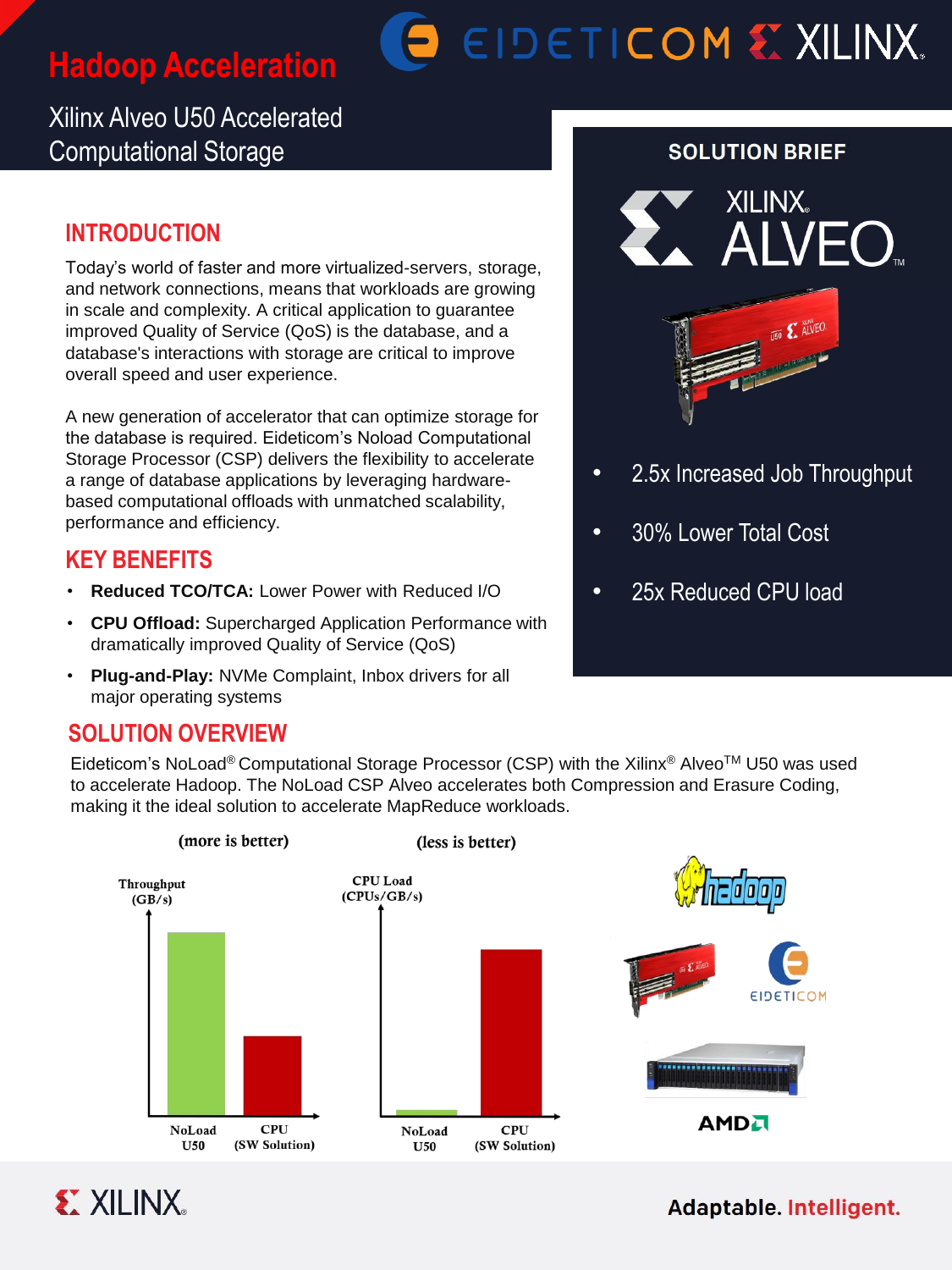# Hadoop Acceleration

Xilinx Alveo U50 Accelerated Computational Storage

## SOLUTION BRIEF

- 2.5x Increased Job Throughput
- 30% Lower Total Cost
- 25x Reduced CPU load

## INTRODUCTION

Today's world of faster and more virtualized-servers, storage, and network connections, means that workloads are growing in scale and complexity. A critical application to guarantee improved Quality of Service (QoS) is the database, and a database's interactions with storage are critical to improve overall speed and user experience.

A new generation of accelerator that can optimize storage for the database is required. Eideticom's Noload Computational Storage Processor (CSP) delivers the flexibility to accelerate a range of database applications by leveraging hardware-based computational offloads with unmatched scalability, performance and efficiency.

## KEY BENEFITS

- **Reduced TCO/TCA:** Lower Power with Reduced I/O
- **CPU Offload:** Supercharged Application Performance with dramatically improved Quality of Service (QoS)
- **Plug-and-Play:** NVMe Complaint, Inbox drivers for all major operating systems

## SOLUTION OVERVIEW

Eideticom's NoLoad® Computational Storage Processor (CSP) with the Xilinx® Alveo™ U50 was used to accelerate Hadoop. The NoLoad CSP Alveo accelerates both Compression and Erasure Coding, making it the ideal solution to accelerate MapReduce workloads.

(more is better) — Throughput (GB/s): NoLoad U50, CPU (SW Solution)

(less is better) — CPU Load (CPUs/GB/s): NoLoad U50, CPU (SW Solution)

Adaptable. Intelligent.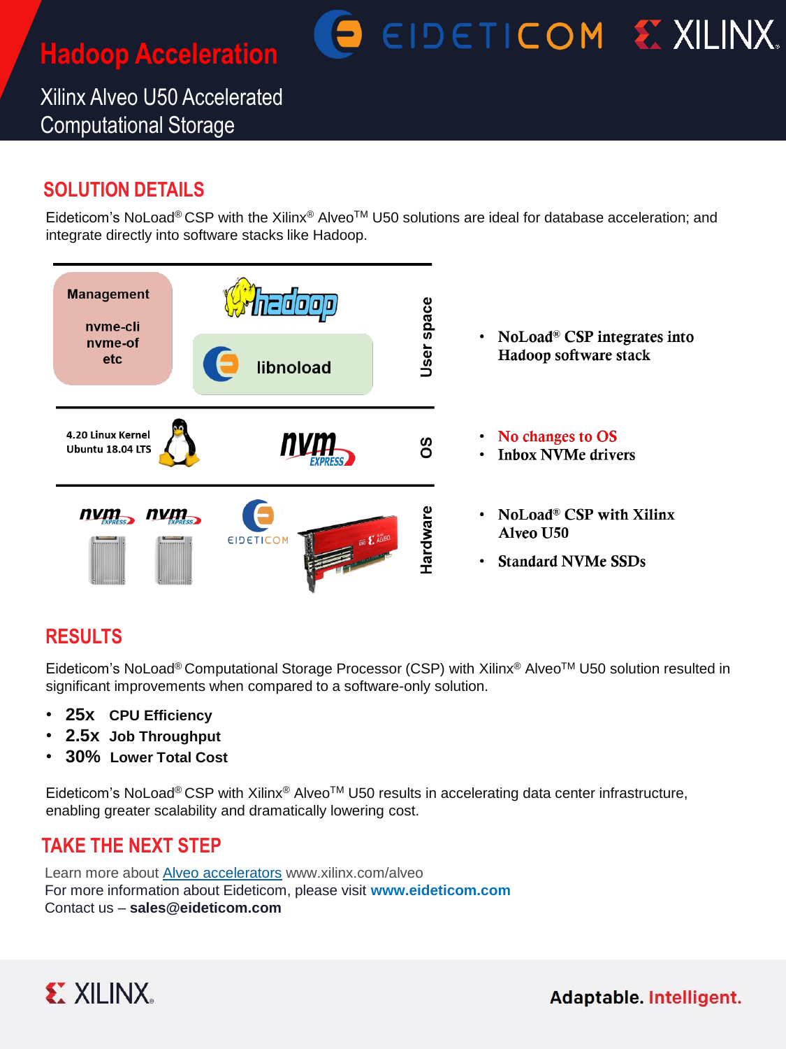# Hadoop Acceleration

Xilinx Alveo U50 Accelerated Computational Storage

## SOLUTION DETAILS

Eideticom's NoLoad® CSP with the Xilinx® Alveo™ U50 solutions are ideal for database acceleration; and integrate directly into software stacks like Hadoop.

User space

Management
nvme-cli
nvme-of
etc

hadoop

libnoload

OS

4.20 Linux Kernel
Ubuntu 18.04 LTS

nvm EXPRESS

Hardware

nvm EXPRESS
nvm EXPRESS
EIDETICOM

- NoLoad® CSP integrates into Hadoop software stack

- No changes to OS
- Inbox NVMe drivers

- NoLoad® CSP with Xilinx Alveo U50
- Standard NVMe SSDs

## RESULTS

Eideticom's NoLoad® Computational Storage Processor (CSP) with Xilinx® Alveo™ U50 solution resulted in significant improvements when compared to a software-only solution.

- **25x** CPU Efficiency
- **2.5x** Job Throughput
- **30%** Lower Total Cost

Eideticom's NoLoad® CSP with Xilinx® Alveo™ U50 results in accelerating data center infrastructure, enabling greater scalability and dramatically lowering cost.

## TAKE THE NEXT STEP

Learn more about Alveo accelerators www.xilinx.com/alveo
For more information about Eideticom, please visit **www.eideticom.com**
Contact us – **sales@eideticom.com**

**Adaptable. Intelligent.**